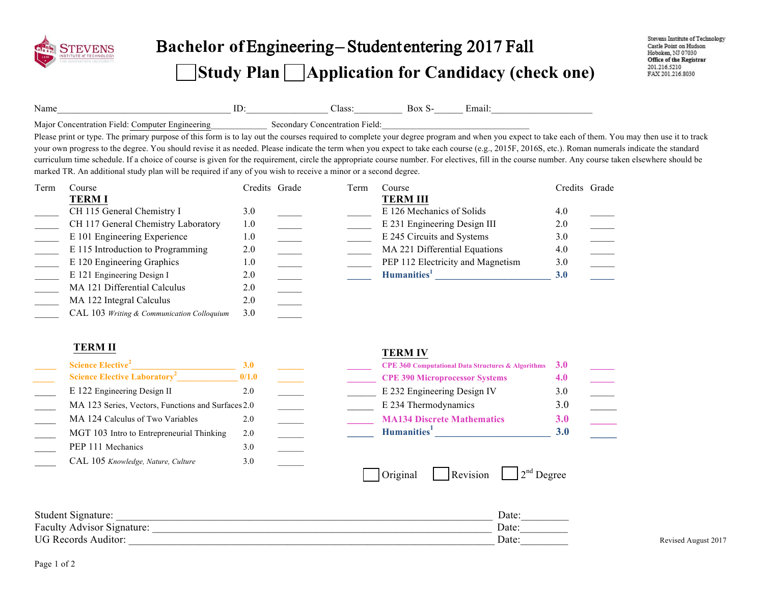# Bachelor of Engineering – Student entering 2017 Fall

## ☐ Study Plan ☐ Application for Candidacy (check one)

Stevens Institute of Technology
Castle Point on Hudson
Hoboken, NJ 07030
**Office of the Registrar**
201.216.5210
FAX 201.216.8030

Name___________________________ ID:______________ Class:__________ Box S-______ Email:____________________

Major Concentration Field: Computer Engineering____________ Secondary Concentration Field:______________________________

Please print or type. The primary purpose of this form is to lay out the courses required to complete your degree program and when you expect to take each of them. You may then use it to track your own progress to the degree. You should revise it as needed. Please indicate the term when you expect to take each course (e.g., 2015F, 2016S, etc.). Roman numerals indicate the standard curriculum time schedule. If a choice of course is given for the requirement, circle the appropriate course number. For electives, fill in the course number. Any course taken elsewhere should be marked TR. An additional study plan will be required if any of you wish to receive a minor or a second degree.

| Term | Course | Credits | Grade |
|---|---|---|---|
| | **TERM I** | | |
| _____ | CH 115 General Chemistry I | 3.0 | _____ |
| _____ | CH 117 General Chemistry Laboratory | 1.0 | _____ |
| _____ | E 101 Engineering Experience | 1.0 | _____ |
| _____ | E 115 Introduction to Programming | 2.0 | _____ |
| _____ | E 120 Engineering Graphics | 1.0 | _____ |
| _____ | E 121 Engineering Design I | 2.0 | _____ |
| _____ | MA 121 Differential Calculus | 2.0 | _____ |
| _____ | MA 122 Integral Calculus | 2.0 | _____ |
| _____ | CAL 103 *Writing & Communication Colloquium* | 3.0 | _____ |
| | **TERM II** | | |
| _____ | **Science Elective[2]** ______________________ | **3.0** | _____ |
| _____ | **Science Elective Laboratory[2]** _____________ | **0/1.0** | _____ |
| _____ | E 122 Engineering Design II | 2.0 | _____ |
| _____ | MA 123 Series, Vectors, Functions and Surfaces | 2.0 | _____ |
| _____ | MA 124 Calculus of Two Variables | 2.0 | _____ |
| _____ | MGT 103 Intro to Entrepreneurial Thinking | 2.0 | _____ |
| _____ | PEP 111 Mechanics | 3.0 | _____ |
| _____ | CAL 105 *Knowledge, Nature, Culture* | 3.0 | _____ |

| Term | Course | Credits | Grade |
|---|---|---|---|
| | **TERM III** | | |
| _____ | E 126 Mechanics of Solids | 4.0 | _____ |
| _____ | E 231 Engineering Design III | 2.0 | _____ |
| _____ | E 245 Circuits and Systems | 3.0 | _____ |
| _____ | MA 221 Differential Equations | 4.0 | _____ |
| _____ | PEP 112 Electricity and Magnetism | 3.0 | _____ |
| _____ | **Humanities[1]** ______________________ | **3.0** | _____ |
| | **TERM IV** | | |
| _____ | **CPE 360 Computational Data Structures & Algorithms** | **3.0** | _____ |
| _____ | **CPE 390 Microprocessor Systems** | **4.0** | _____ |
| _____ | E 232 Engineering Design IV | 3.0 | _____ |
| _____ | E 234 Thermodynamics | 3.0 | _____ |
| _____ | **MA134 Discrete Mathematics** | **3.0** | _____ |
| _____ | **Humanities[1]** ______________________ | **3.0** | _____ |

☐ Original ☐ Revision ☐ 2nd Degree

Student Signature: ____________________________________________ Date:________

Faculty Advisor Signature: _____________________________________ Date:________

UG Records Auditor: __________________________________________ Date:________

Revised August 2017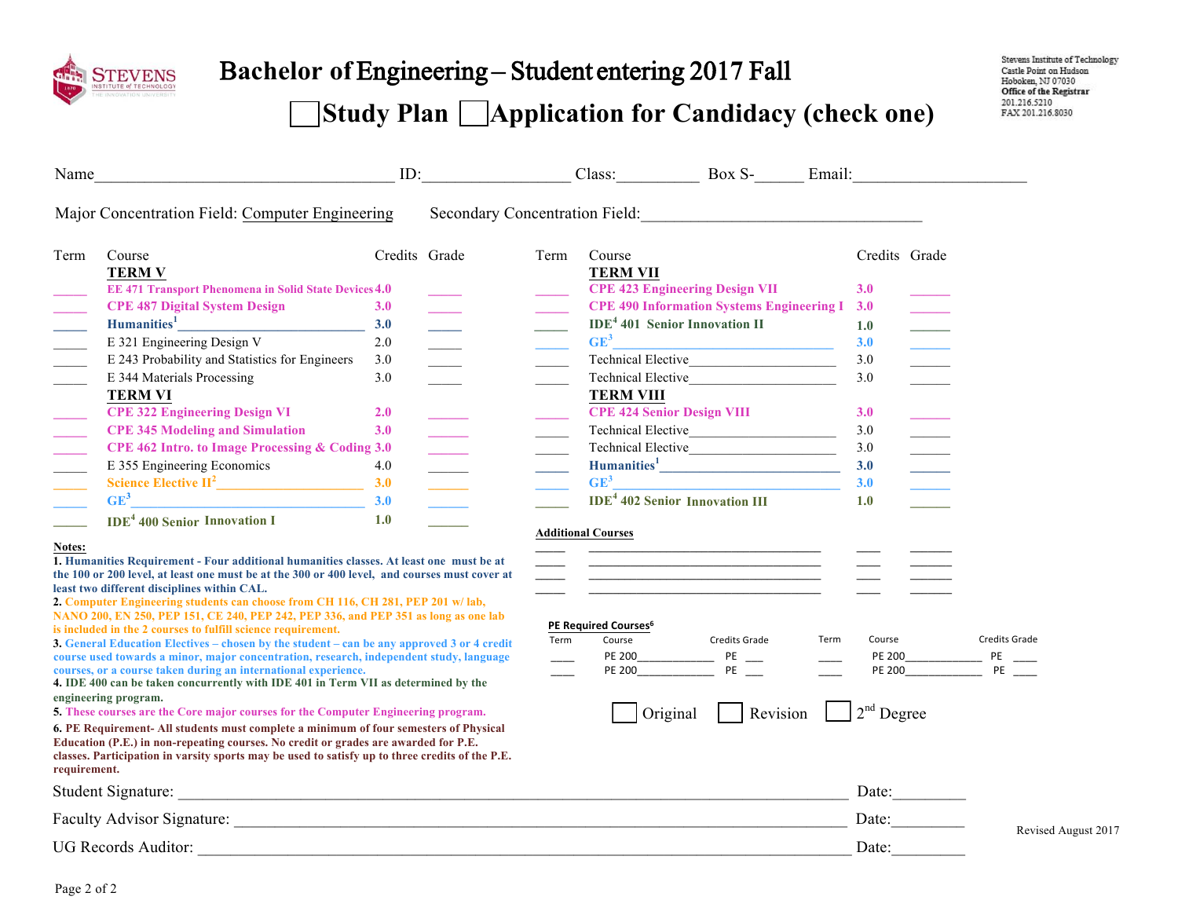# Bachelor of Engineering – Student entering 2017 Fall

☐ Study Plan ☐ Application for Candidacy (check one)

Stevens Institute of Technology
Castle Point on Hudson
Hoboken, NJ 07030
Office of the Registrar
201.216.5210
FAX 201.216.8030

Name____________________________________ ID:_________________ Class:_________ Box S-______ Email:____________________

Major Concentration Field: Computer Engineering    Secondary Concentration Field:___________________________________

| Term | Course | Credits | Grade |
|---|---|---|---|
| | **TERM V** | | |
| _____ | EE 471 Transport Phenomena in Solid State Devices | 4.0 | _____ |
| _____ | CPE 487 Digital System Design | 3.0 | _____ |
| _____ | Humanities[1]__________________________ | 3.0 | _____ |
| _____ | E 321 Engineering Design V | 2.0 | _____ |
| _____ | E 243 Probability and Statistics for Engineers | 3.0 | _____ |
| _____ | E 344 Materials Processing | 3.0 | _____ |
| | **TERM VI** | | |
| _____ | CPE 322 Engineering Design VI | 2.0 | _____ |
| _____ | CPE 345 Modeling and Simulation | 3.0 | _____ |
| _____ | CPE 462 Intro. to Image Processing & Coding | 3.0 | _____ |
| _____ | E 355 Engineering Economics | 4.0 | _____ |
| _____ | Science Elective II[2]_____________________ | 3.0 | _____ |
| _____ | GE[3]____________________________________ | 3.0 | _____ |
| _____ | IDE[4] 400 Senior Innovation I | 1.0 | _____ |

| Term | Course | Credits | Grade |
|---|---|---|---|
| | **TERM VII** | | |
| _____ | CPE 423 Engineering Design VII | 3.0 | _____ |
| _____ | CPE 490 Information Systems Engineering I | 3.0 | _____ |
| _____ | IDE[4] 401 Senior Innovation II | 1.0 | _____ |
| _____ | GE[3]____________________________________ | 3.0 | _____ |
| _____ | Technical Elective______________________ | 3.0 | _____ |
| _____ | Technical Elective______________________ | 3.0 | _____ |
| | **TERM VIII** | | |
| _____ | CPE 424 Senior Design VIII | 3.0 | _____ |
| _____ | Technical Elective______________________ | 3.0 | _____ |
| _____ | Technical Elective______________________ | 3.0 | _____ |
| _____ | Humanities[1]__________________________ | 3.0 | _____ |
| _____ | GE[3]____________________________________ | 3.0 | _____ |
| _____ | IDE[4] 402 Senior Innovation III | 1.0 | _____ |

**Additional Courses**

| Term | Course | Credits | Grade |
|---|---|---|---|
| ____ | ___________________________________ | ____ | ______ |
| ____ | ___________________________________ | ____ | ______ |
| ____ | ___________________________________ | ____ | ______ |
| ____ | ___________________________________ | ____ | ______ |

**PE Required Courses[6]**

| Term | Course | Credits Grade | Term | Course | Credits Grade |
|---|---|---|---|---|---|
| ____ | PE 200____________ | PE ___ | ____ | PE 200____________ | PE ___ |
| ____ | PE 200____________ | PE ___ | ____ | PE 200____________ | PE ___ |

☐ Original ☐ Revision ☐ 2nd Degree

**Notes:**

1. **Humanities Requirement - Four additional humanities classes. At least one must be at the 100 or 200 level, at least one must be at the 300 or 400 level, and courses must cover at least two different disciplines within CAL.**
2. **Computer Engineering students can choose from CH 116, CH 281, PEP 201 w/ lab, NANO 200, EN 250, PEP 151, CE 240, PEP 242, PEP 336, and PEP 351 as long as one lab is included in the 2 courses to fulfill science requirement.**
3. **General Education Electives – chosen by the student – can be any approved 3 or 4 credit course used towards a minor, major concentration, research, independent study, language courses, or a course taken during an international experience.**
4. **IDE 400 can be taken concurrently with IDE 401 in Term VII as determined by the engineering program.**
5. **These courses are the Core major courses for the Computer Engineering program.**
6. **PE Requirement- All students must complete a minimum of four semesters of Physical Education (P.E.) in non-repeating courses. No credit or grades are awarded for P.E. classes. Participation in varsity sports may be used to satisfy up to three credits of the P.E. requirement.**

Student Signature: ______________________________________________________________ Date:_________

Faculty Advisor Signature: _______________________________________________________ Date:_________

UG Records Auditor: _____________________________________________________________ Date:_________

Revised August 2017